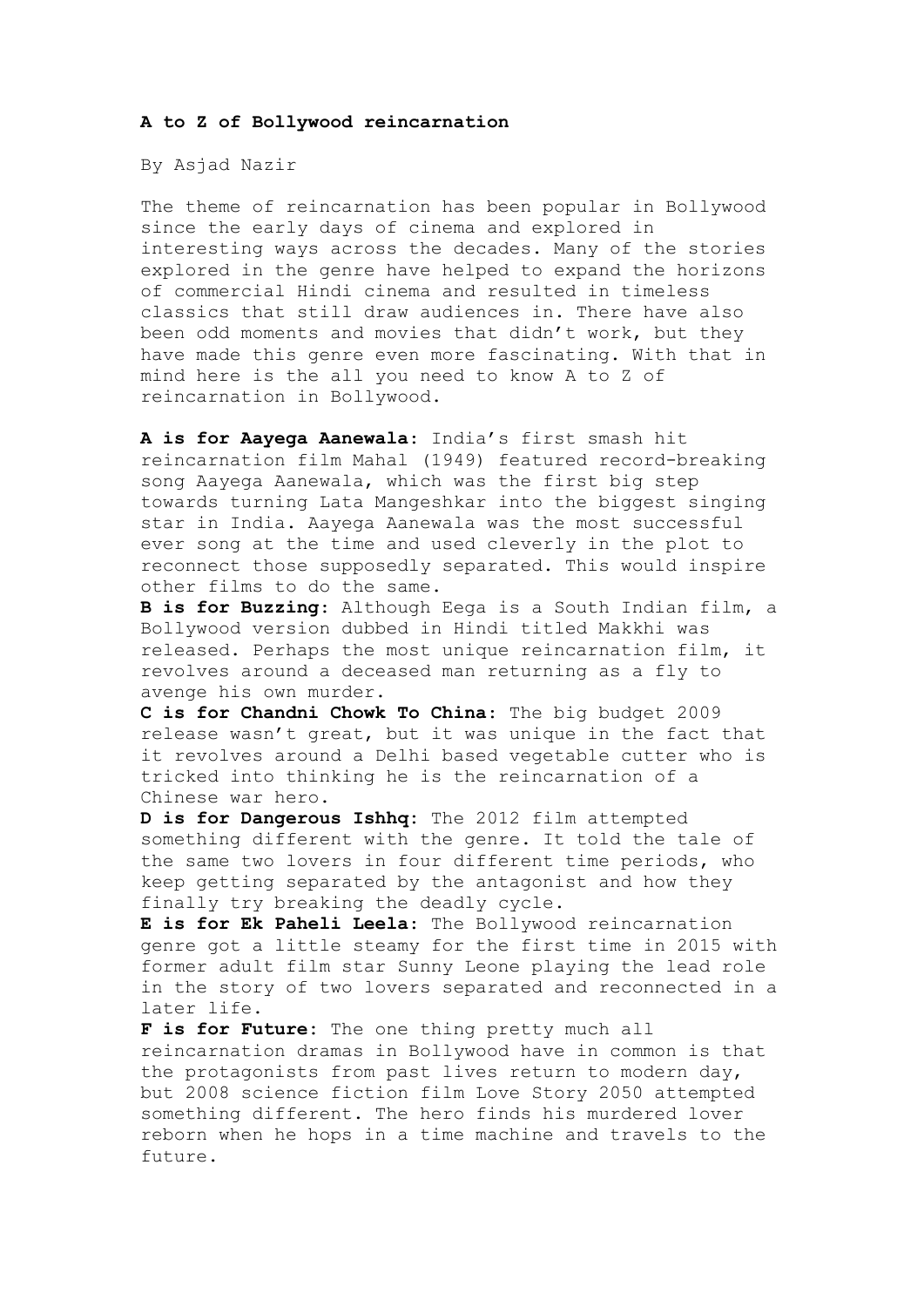**A to Z of Bollywood reincarnation**

By Asjad Nazir

The theme of reincarnation has been popular in Bollywood since the early days of cinema and explored in interesting ways across the decades. Many of the stories explored in the genre have helped to expand the horizons of commercial Hindi cinema and resulted in timeless classics that still draw audiences in. There have also been odd moments and movies that didn't work, but they have made this genre even more fascinating. With that in mind here is the all you need to know A to Z of reincarnation in Bollywood.

**A is for Aayega Aanewala:** India's first smash hit reincarnation film Mahal (1949) featured record-breaking song Aayega Aanewala, which was the first big step towards turning Lata Mangeshkar into the biggest singing star in India. Aayega Aanewala was the most successful ever song at the time and used cleverly in the plot to reconnect those supposedly separated. This would inspire other films to do the same.

**B is for Buzzing:** Although Eega is a South Indian film, a Bollywood version dubbed in Hindi titled Makkhi was released. Perhaps the most unique reincarnation film, it revolves around a deceased man returning as a fly to avenge his own murder.

**C is for Chandni Chowk To China:** The big budget 2009 release wasn't great, but it was unique in the fact that it revolves around a Delhi based vegetable cutter who is tricked into thinking he is the reincarnation of a Chinese war hero.

**D is for Dangerous Ishhq:** The 2012 film attempted something different with the genre. It told the tale of the same two lovers in four different time periods, who keep getting separated by the antagonist and how they finally try breaking the deadly cycle.

**E is for Ek Paheli Leela:** The Bollywood reincarnation genre got a little steamy for the first time in 2015 with former adult film star Sunny Leone playing the lead role in the story of two lovers separated and reconnected in a later life.

**F is for Future:** The one thing pretty much all reincarnation dramas in Bollywood have in common is that the protagonists from past lives return to modern day, but 2008 science fiction film Love Story 2050 attempted something different. The hero finds his murdered lover reborn when he hops in a time machine and travels to the future.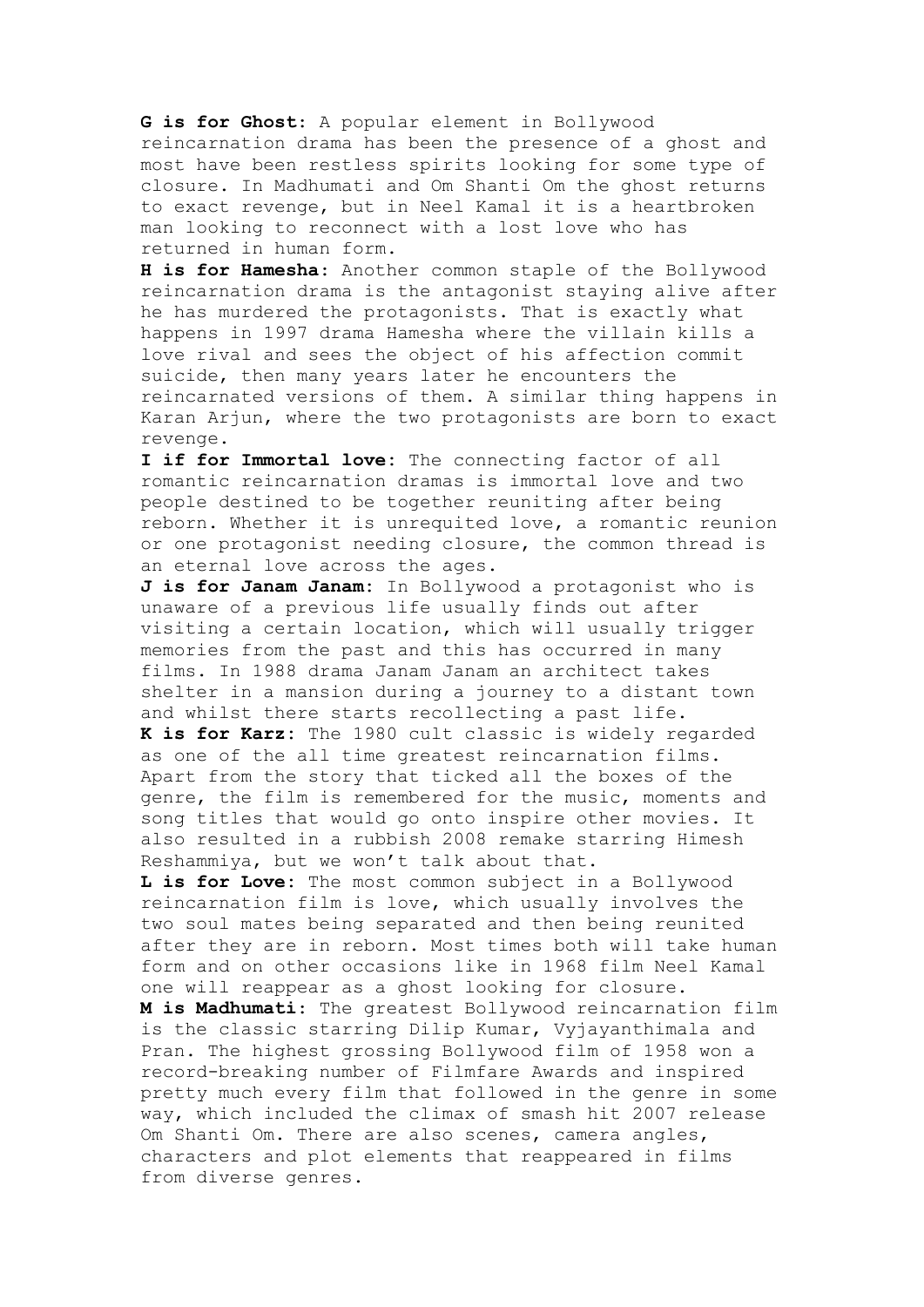**G is for Ghost:** A popular element in Bollywood reincarnation drama has been the presence of a ghost and most have been restless spirits looking for some type of closure. In Madhumati and Om Shanti Om the ghost returns to exact revenge, but in Neel Kamal it is a heartbroken man looking to reconnect with a lost love who has returned in human form.

**H is for Hamesha:** Another common staple of the Bollywood reincarnation drama is the antagonist staying alive after he has murdered the protagonists. That is exactly what happens in 1997 drama Hamesha where the villain kills a love rival and sees the object of his affection commit suicide, then many years later he encounters the reincarnated versions of them. A similar thing happens in Karan Arjun, where the two protagonists are born to exact revenge.

**I if for Immortal love:** The connecting factor of all romantic reincarnation dramas is immortal love and two people destined to be together reuniting after being reborn. Whether it is unrequited love, a romantic reunion or one protagonist needing closure, the common thread is an eternal love across the ages.

**J is for Janam Janam:** In Bollywood a protagonist who is unaware of a previous life usually finds out after visiting a certain location, which will usually trigger memories from the past and this has occurred in many films. In 1988 drama Janam Janam an architect takes shelter in a mansion during a journey to a distant town and whilst there starts recollecting a past life.

**K is for Karz:** The 1980 cult classic is widely regarded as one of the all time greatest reincarnation films. Apart from the story that ticked all the boxes of the genre, the film is remembered for the music, moments and song titles that would go onto inspire other movies. It also resulted in a rubbish 2008 remake starring Himesh Reshammiya, but we won't talk about that.

**L is for Love:** The most common subject in a Bollywood reincarnation film is love, which usually involves the two soul mates being separated and then being reunited after they are in reborn. Most times both will take human form and on other occasions like in 1968 film Neel Kamal one will reappear as a ghost looking for closure.

**M is Madhumati:** The greatest Bollywood reincarnation film is the classic starring Dilip Kumar, Vyjayanthimala and Pran. The highest grossing Bollywood film of 1958 won a record-breaking number of Filmfare Awards and inspired pretty much every film that followed in the genre in some way, which included the climax of smash hit 2007 release Om Shanti Om. There are also scenes, camera angles, characters and plot elements that reappeared in films from diverse genres.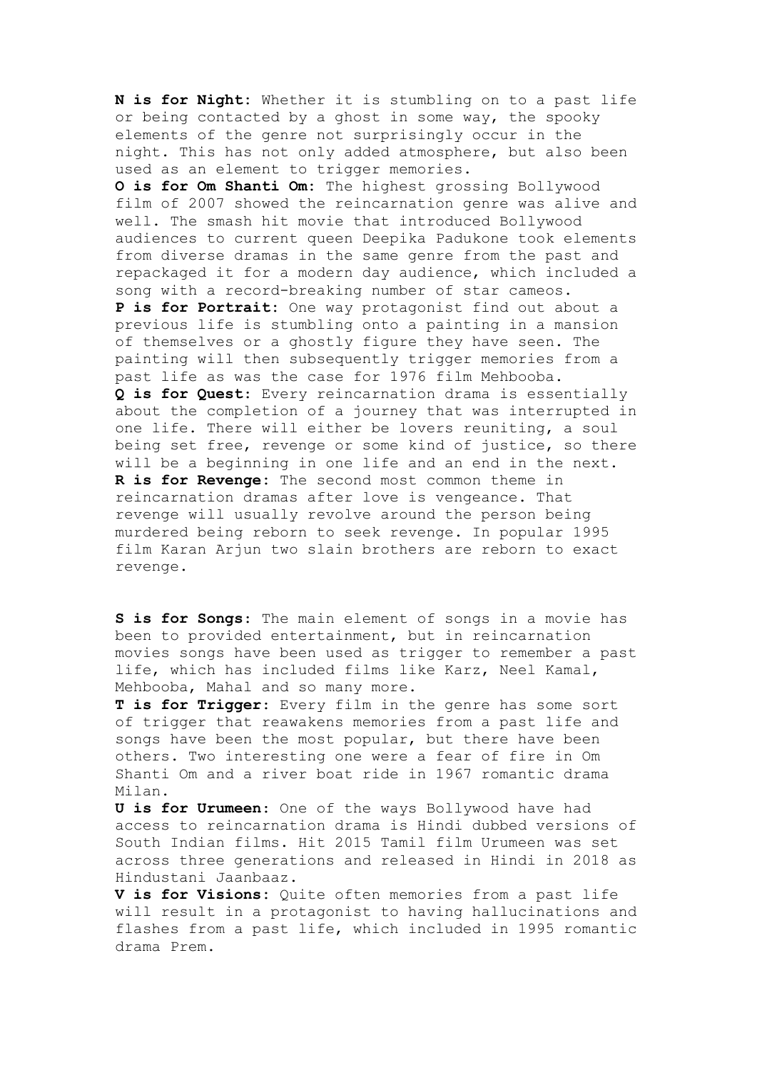**N is for Night:** Whether it is stumbling on to a past life or being contacted by a ghost in some way, the spooky elements of the genre not surprisingly occur in the night. This has not only added atmosphere, but also been used as an element to trigger memories.

**O is for Om Shanti Om:** The highest grossing Bollywood film of 2007 showed the reincarnation genre was alive and well. The smash hit movie that introduced Bollywood audiences to current queen Deepika Padukone took elements from diverse dramas in the same genre from the past and repackaged it for a modern day audience, which included a song with a record-breaking number of star cameos.

**P is for Portrait:** One way protagonist find out about a previous life is stumbling onto a painting in a mansion of themselves or a ghostly figure they have seen. The painting will then subsequently trigger memories from a past life as was the case for 1976 film Mehbooba.

**Q is for Quest:** Every reincarnation drama is essentially about the completion of a journey that was interrupted in one life. There will either be lovers reuniting, a soul being set free, revenge or some kind of justice, so there will be a beginning in one life and an end in the next.

**R is for Revenge:** The second most common theme in reincarnation dramas after love is vengeance. That revenge will usually revolve around the person being murdered being reborn to seek revenge. In popular 1995 film Karan Arjun two slain brothers are reborn to exact revenge.

**S is for Songs:** The main element of songs in a movie has been to provided entertainment, but in reincarnation movies songs have been used as trigger to remember a past life, which has included films like Karz, Neel Kamal, Mehbooba, Mahal and so many more.

**T is for Trigger:** Every film in the genre has some sort of trigger that reawakens memories from a past life and songs have been the most popular, but there have been others. Two interesting one were a fear of fire in Om Shanti Om and a river boat ride in 1967 romantic drama Milan.

**U is for Urumeen:** One of the ways Bollywood have had access to reincarnation drama is Hindi dubbed versions of South Indian films. Hit 2015 Tamil film Urumeen was set across three generations and released in Hindi in 2018 as Hindustani Jaanbaaz.

**V is for Visions:** Quite often memories from a past life will result in a protagonist to having hallucinations and flashes from a past life, which included in 1995 romantic drama Prem.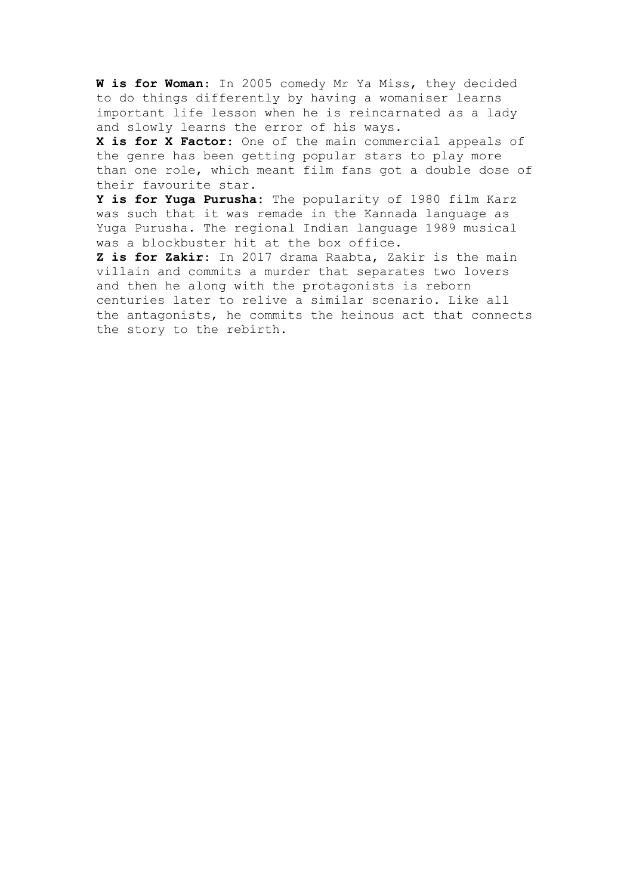**W is for Woman:** In 2005 comedy Mr Ya Miss, they decided to do things differently by having a womaniser learns important life lesson when he is reincarnated as a lady and slowly learns the error of his ways.

**X is for X Factor:** One of the main commercial appeals of the genre has been getting popular stars to play more than one role, which meant film fans got a double dose of their favourite star.

**Y is for Yuga Purusha:** The popularity of 1980 film Karz was such that it was remade in the Kannada language as Yuga Purusha. The regional Indian language 1989 musical was a blockbuster hit at the box office.

**Z is for Zakir:** In 2017 drama Raabta, Zakir is the main villain and commits a murder that separates two lovers and then he along with the protagonists is reborn centuries later to relive a similar scenario. Like all the antagonists, he commits the heinous act that connects the story to the rebirth.